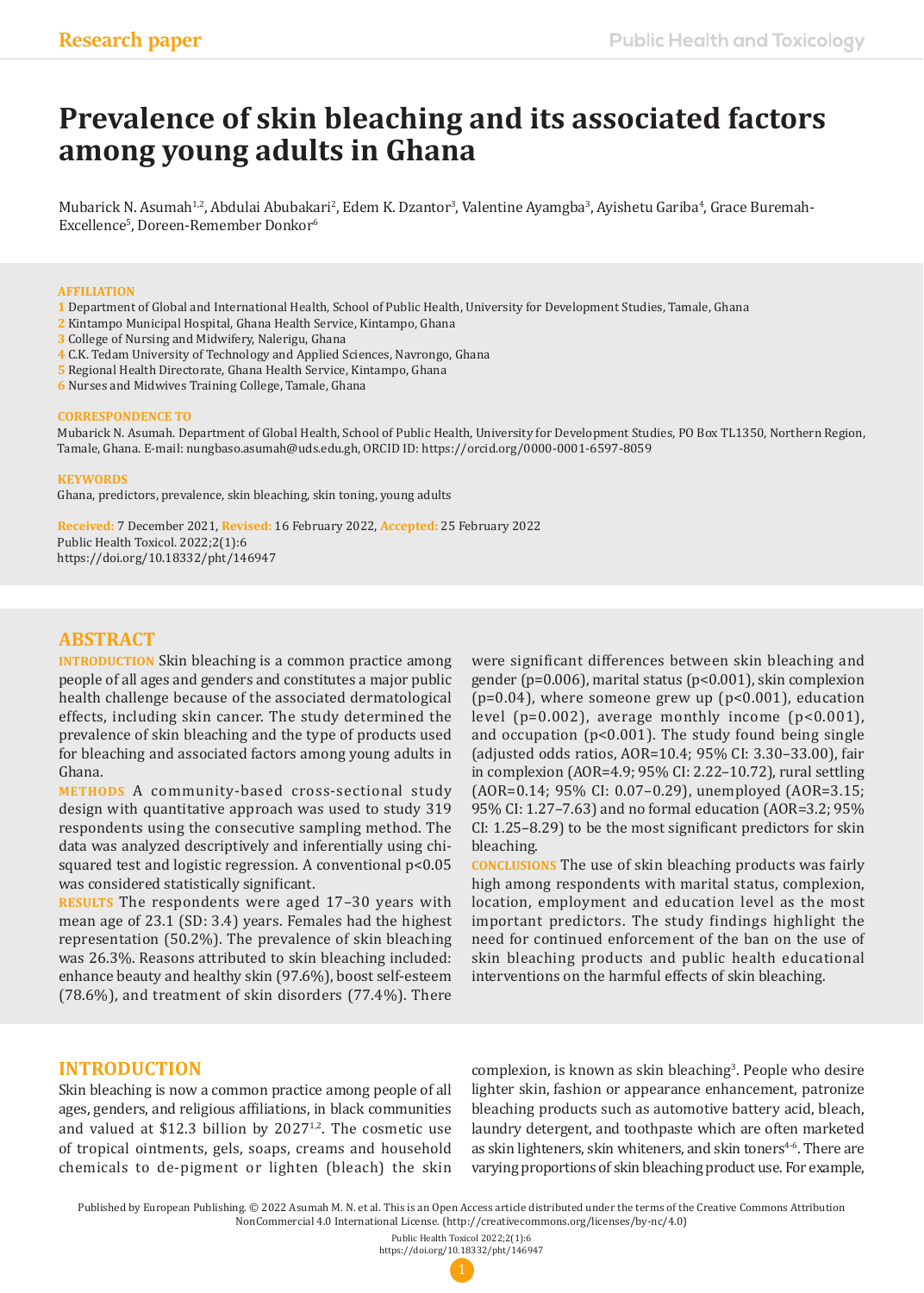Research paper

# Prevalence of skin bleaching and its associated factors among young adults in Ghana

Mubarick N. Asumah[1,2], Abdulai Abubakari[2], Edem K. Dzantor[3], Valentine Ayamgba[3], Ayishetu Gariba[4], Grace Buremah-Excellence[5], Doreen-Remember Donkor[6]

**AFFILIATION**

1 Department of Global and International Health, School of Public Health, University for Development Studies, Tamale, Ghana
2 Kintampo Municipal Hospital, Ghana Health Service, Kintampo, Ghana
3 College of Nursing and Midwifery, Nalerigu, Ghana
4 C.K. Tedam University of Technology and Applied Sciences, Navrongo, Ghana
5 Regional Health Directorate, Ghana Health Service, Kintampo, Ghana
6 Nurses and Midwives Training College, Tamale, Ghana

**CORRESPONDENCE TO**

Mubarick N. Asumah. Department of Global Health, School of Public Health, University for Development Studies, PO Box TL1350, Northern Region, Tamale, Ghana. E-mail: nungbaso.asumah@uds.edu.gh, ORCID ID: https://orcid.org/0000-0001-6597-8059

**KEYWORDS**

Ghana, predictors, prevalence, skin bleaching, skin toning, young adults

**Received:** 7 December 2021, **Revised:** 16 February 2022, **Accepted:** 25 February 2022
Public Health Toxicol. 2022;2(1):6
https://doi.org/10.18332/pht/146947

## ABSTRACT

**INTRODUCTION** Skin bleaching is a common practice among people of all ages and genders and constitutes a major public health challenge because of the associated dermatological effects, including skin cancer. The study determined the prevalence of skin bleaching and the type of products used for bleaching and associated factors among young adults in Ghana.

**METHODS** A community-based cross-sectional study design with quantitative approach was used to study 319 respondents using the consecutive sampling method. The data was analyzed descriptively and inferentially using chi-squared test and logistic regression. A conventional p<0.05 was considered statistically significant.

**RESULTS** The respondents were aged 17–30 years with mean age of 23.1 (SD: 3.4) years. Females had the highest representation (50.2%). The prevalence of skin bleaching was 26.3%. Reasons attributed to skin bleaching included: enhance beauty and healthy skin (97.6%), boost self-esteem (78.6%), and treatment of skin disorders (77.4%). There were significant differences between skin bleaching and gender (p=0.006), marital status (p<0.001), skin complexion (p=0.04), where someone grew up (p<0.001), education level (p=0.002), average monthly income (p<0.001), and occupation (p<0.001). The study found being single (adjusted odds ratios, AOR=10.4; 95% CI: 3.30–33.00), fair in complexion (AOR=4.9; 95% CI: 2.22–10.72), rural settling (AOR=0.14; 95% CI: 0.07–0.29), unemployed (AOR=3.15; 95% CI: 1.27–7.63) and no formal education (AOR=3.2; 95% CI: 1.25–8.29) to be the most significant predictors for skin bleaching.

**CONCLUSIONS** The use of skin bleaching products was fairly high among respondents with marital status, complexion, location, employment and education level as the most important predictors. The study findings highlight the need for continued enforcement of the ban on the use of skin bleaching products and public health educational interventions on the harmful effects of skin bleaching.

## INTRODUCTION

Skin bleaching is now a common practice among people of all ages, genders, and religious affiliations, in black communities and valued at $12.3 billion by 2027[1,2]. The cosmetic use of tropical ointments, gels, soaps, creams and household chemicals to de-pigment or lighten (bleach) the skin complexion, is known as skin bleaching[3]. People who desire lighter skin, fashion or appearance enhancement, patronize bleaching products such as automotive battery acid, bleach, laundry detergent, and toothpaste which are often marketed as skin lighteners, skin whiteners, and skin toners[4-6]. There are varying proportions of skin bleaching product use. For example,

Published by European Publishing. © 2022 Asumah M. N. et al. This is an Open Access article distributed under the terms of the Creative Commons Attribution NonCommercial 4.0 International License. (http://creativecommons.org/licenses/by-nc/4.0)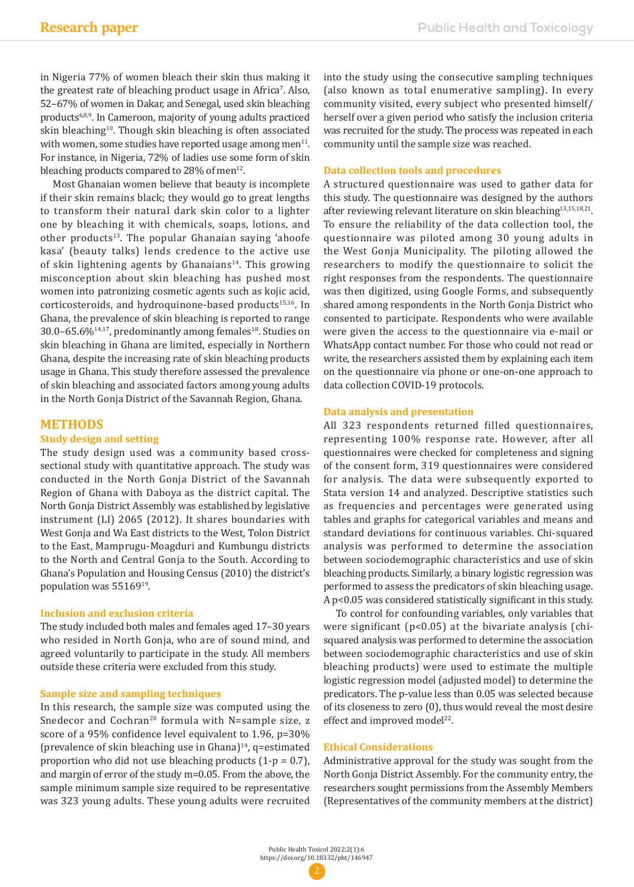in Nigeria 77% of women bleach their skin thus making it the greatest rate of bleaching product usage in Africa[7]. Also, 52–67% of women in Dakar, and Senegal, used skin bleaching products[6,8,9]. In Cameroon, majority of young adults practiced skin bleaching[10]. Though skin bleaching is often associated with women, some studies have reported usage among men[11]. For instance, in Nigeria, 72% of ladies use some form of skin bleaching products compared to 28% of men[12].

Most Ghanaian women believe that beauty is incomplete if their skin remains black; they would go to great lengths to transform their natural dark skin color to a lighter one by bleaching it with chemicals, soaps, lotions, and other products[13]. The popular Ghanaian saying 'ahoofe kasa' (beauty talks) lends credence to the active use of skin lightening agents by Ghanaians[14]. This growing misconception about skin bleaching has pushed most women into patronizing cosmetic agents such as kojic acid, corticosteroids, and hydroquinone-based products[15,16]. In Ghana, the prevalence of skin bleaching is reported to range 30.0–65.6%[14,17], predominantly among females[18]. Studies on skin bleaching in Ghana are limited, especially in Northern Ghana, despite the increasing rate of skin bleaching products usage in Ghana. This study therefore assessed the prevalence of skin bleaching and associated factors among young adults in the North Gonja District of the Savannah Region, Ghana.

## METHODS

### Study design and setting

The study design used was a community based cross-sectional study with quantitative approach. The study was conducted in the North Gonja District of the Savannah Region of Ghana with Daboya as the district capital. The North Gonja District Assembly was established by legislative instrument (LI) 2065 (2012). It shares boundaries with West Gonja and Wa East districts to the West, Tolon District to the East, Mamprugu-Moagduri and Kumbungu districts to the North and Central Gonja to the South. According to Ghana's Population and Housing Census (2010) the district's population was 55169[19].

### Inclusion and exclusion criteria

The study included both males and females aged 17–30 years who resided in North Gonja, who are of sound mind, and agreed voluntarily to participate in the study. All members outside these criteria were excluded from this study.

### Sample size and sampling techniques

In this research, the sample size was computed using the Snedecor and Cochran[20] formula with N=sample size, z score of a 95% confidence level equivalent to 1.96, p=30% (prevalence of skin bleaching use in Ghana)[14], q=estimated proportion who did not use bleaching products (1-p = 0.7), and margin of error of the study m=0.05. From the above, the sample minimum sample size required to be representative was 323 young adults. These young adults were recruited into the study using the consecutive sampling techniques (also known as total enumerative sampling). In every community visited, every subject who presented himself/herself over a given period who satisfy the inclusion criteria was recruited for the study. The process was repeated in each community until the sample size was reached.

### Data collection tools and procedures

A structured questionnaire was used to gather data for this study. The questionnaire was designed by the authors after reviewing relevant literature on skin bleaching[13,15,18,21]. To ensure the reliability of the data collection tool, the questionnaire was piloted among 30 young adults in the West Gonja Municipality. The piloting allowed the researchers to modify the questionnaire to solicit the right responses from the respondents. The questionnaire was then digitized, using Google Forms, and subsequently shared among respondents in the North Gonja District who consented to participate. Respondents who were available were given the access to the questionnaire via e-mail or WhatsApp contact number. For those who could not read or write, the researchers assisted them by explaining each item on the questionnaire via phone or one-on-one approach to data collection COVID-19 protocols.

### Data analysis and presentation

All 323 respondents returned filled questionnaires, representing 100% response rate. However, after all questionnaires were checked for completeness and signing of the consent form, 319 questionnaires were considered for analysis. The data were subsequently exported to Stata version 14 and analyzed. Descriptive statistics such as frequencies and percentages were generated using tables and graphs for categorical variables and means and standard deviations for continuous variables. Chi-squared analysis was performed to determine the association between sociodemographic characteristics and use of skin bleaching products. Similarly, a binary logistic regression was performed to assess the predictors of skin bleaching usage. A $p<0.05$ was considered statistically significant in this study.

To control for confounding variables, only variables that were significant ($p<0.05$) at the bivariate analysis (chi-squared analysis was performed to determine the association between sociodemographic characteristics and use of skin bleaching products) were used to estimate the multiple logistic regression model (adjusted model) to determine the predictors. The p-value less than 0.05 was selected because of its closeness to zero (0), thus would reveal the most desire effect and improved model[22].

### Ethical Considerations

Administrative approval for the study was sought from the North Gonja District Assembly. For the community entry, the researchers sought permissions from the Assembly Members (Representatives of the community members at the district)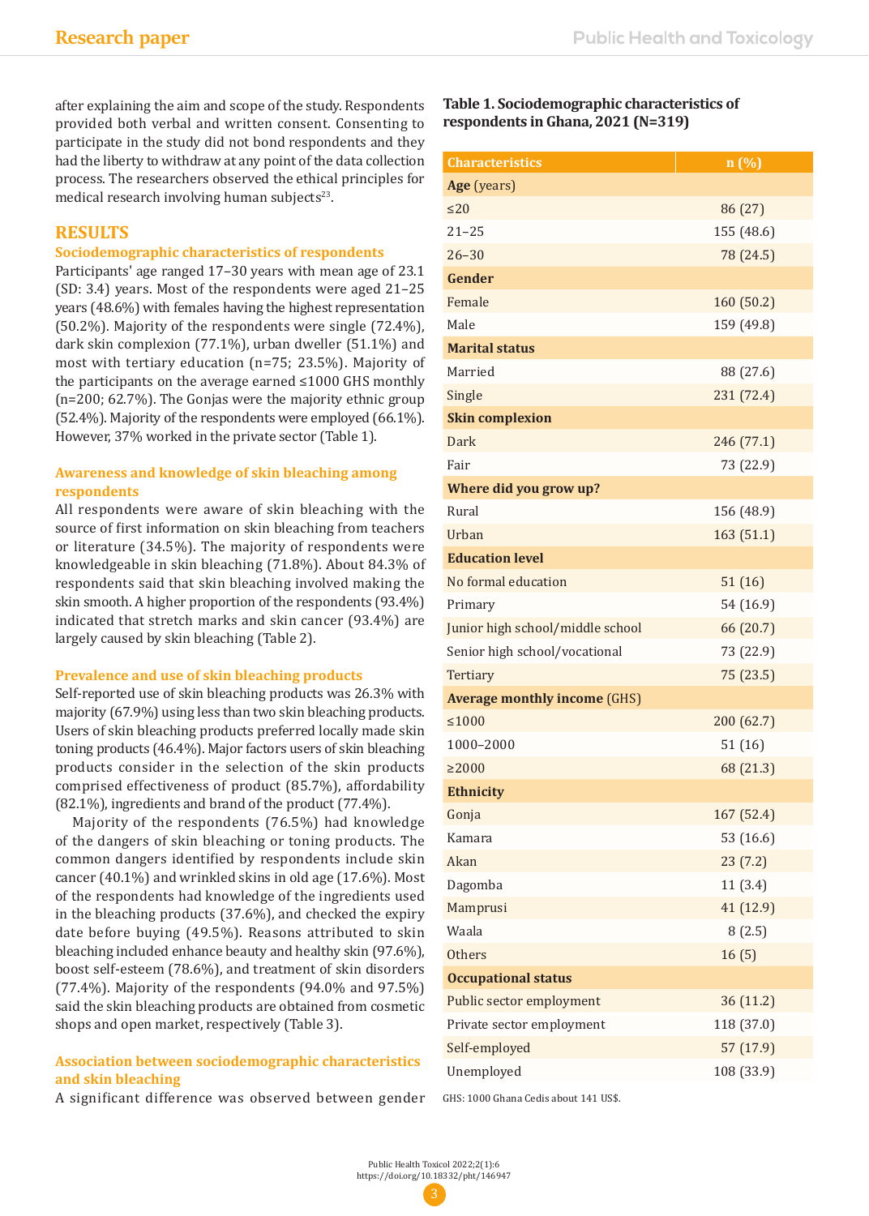after explaining the aim and scope of the study. Respondents provided both verbal and written consent. Consenting to participate in the study did not bond respondents and they had the liberty to withdraw at any point of the data collection process. The researchers observed the ethical principles for medical research involving human subjects[23].

## RESULTS

### Sociodemographic characteristics of respondents

Participants' age ranged 17–30 years with mean age of 23.1 (SD: 3.4) years. Most of the respondents were aged 21–25 years (48.6%) with females having the highest representation (50.2%). Majority of the respondents were single (72.4%), dark skin complexion (77.1%), urban dweller (51.1%) and most with tertiary education (n=75; 23.5%). Majority of the participants on the average earned ≤1000 GHS monthly (n=200; 62.7%). The Gonjas were the majority ethnic group (52.4%). Majority of the respondents were employed (66.1%). However, 37% worked in the private sector (Table 1).

### Awareness and knowledge of skin bleaching among respondents

All respondents were aware of skin bleaching with the source of first information on skin bleaching from teachers or literature (34.5%). The majority of respondents were knowledgeable in skin bleaching (71.8%). About 84.3% of respondents said that skin bleaching involved making the skin smooth. A higher proportion of the respondents (93.4%) indicated that stretch marks and skin cancer (93.4%) are largely caused by skin bleaching (Table 2).

### Prevalence and use of skin bleaching products

Self-reported use of skin bleaching products was 26.3% with majority (67.9%) using less than two skin bleaching products. Users of skin bleaching products preferred locally made skin toning products (46.4%). Major factors users of skin bleaching products consider in the selection of the skin products comprised effectiveness of product (85.7%), affordability (82.1%), ingredients and brand of the product (77.4%).

Majority of the respondents (76.5%) had knowledge of the dangers of skin bleaching or toning products. The common dangers identified by respondents include skin cancer (40.1%) and wrinkled skins in old age (17.6%). Most of the respondents had knowledge of the ingredients used in the bleaching products (37.6%), and checked the expiry date before buying (49.5%). Reasons attributed to skin bleaching included enhance beauty and healthy skin (97.6%), boost self-esteem (78.6%), and treatment of skin disorders (77.4%). Majority of the respondents (94.0% and 97.5%) said the skin bleaching products are obtained from cosmetic shops and open market, respectively (Table 3).

### Association between sociodemographic characteristics and skin bleaching

A significant difference was observed between gender

**Table 1. Sociodemographic characteristics of respondents in Ghana, 2021 (N=319)**

| Characteristics | n (%) |
|---|---|
| **Age** (years) | |
| ≤20 | 86 (27) |
| 21–25 | 155 (48.6) |
| 26–30 | 78 (24.5) |
| **Gender** | |
| Female | 160 (50.2) |
| Male | 159 (49.8) |
| **Marital status** | |
| Married | 88 (27.6) |
| Single | 231 (72.4) |
| **Skin complexion** | |
| Dark | 246 (77.1) |
| Fair | 73 (22.9) |
| **Where did you grow up?** | |
| Rural | 156 (48.9) |
| Urban | 163 (51.1) |
| **Education level** | |
| No formal education | 51 (16) |
| Primary | 54 (16.9) |
| Junior high school/middle school | 66 (20.7) |
| Senior high school/vocational | 73 (22.9) |
| Tertiary | 75 (23.5) |
| **Average monthly income** (GHS) | |
| ≤1000 | 200 (62.7) |
| 1000–2000 | 51 (16) |
| ≥2000 | 68 (21.3) |
| **Ethnicity** | |
| Gonja | 167 (52.4) |
| Kamara | 53 (16.6) |
| Akan | 23 (7.2) |
| Dagomba | 11 (3.4) |
| Mamprusi | 41 (12.9) |
| Waala | 8 (2.5) |
| Others | 16 (5) |
| **Occupational status** | |
| Public sector employment | 36 (11.2) |
| Private sector employment | 118 (37.0) |
| Self-employed | 57 (17.9) |
| Unemployed | 108 (33.9) |

GHS: 1000 Ghana Cedis about 141 US$.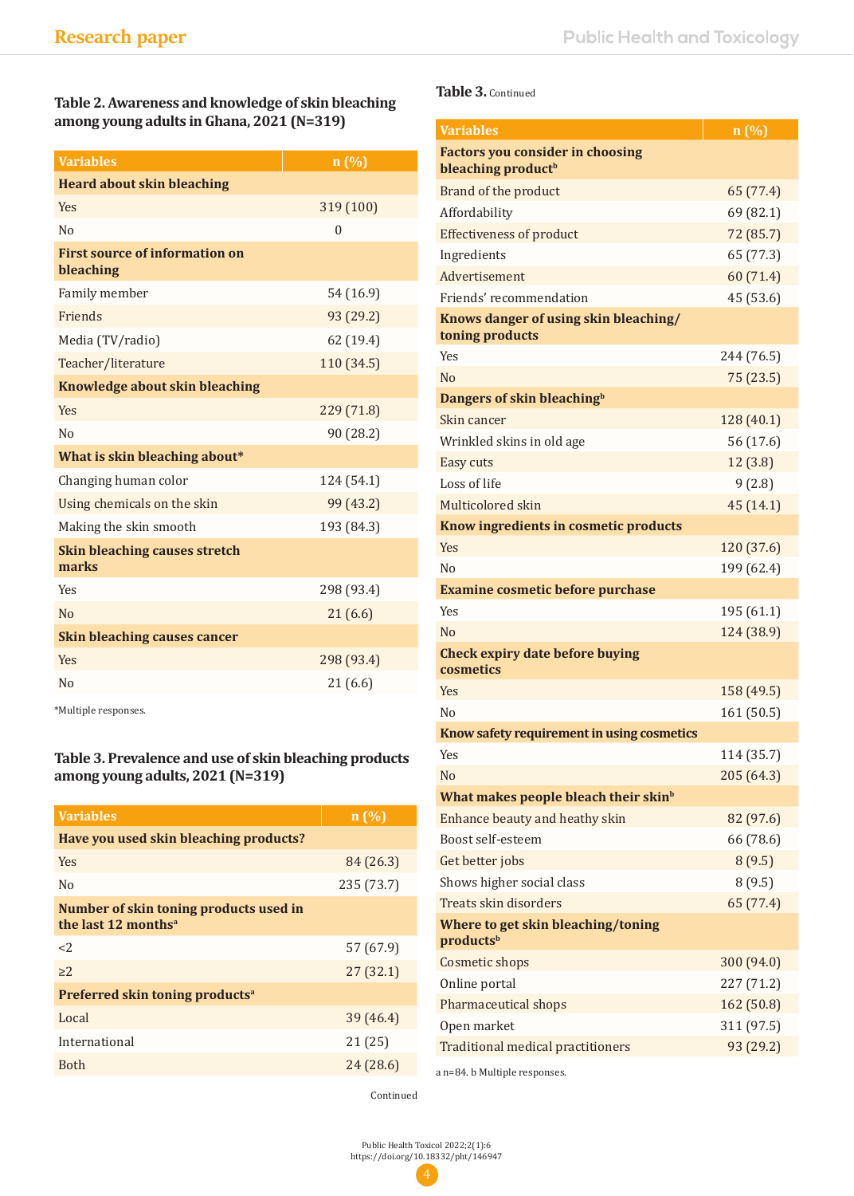**Table 2. Awareness and knowledge of skin bleaching among young adults in Ghana, 2021 (N=319)**

| Variables | n (%) |
|---|---|
| **Heard about skin bleaching** | |
| Yes | 319 (100) |
| No | 0 |
| **First source of information on bleaching** | |
| Family member | 54 (16.9) |
| Friends | 93 (29.2) |
| Media (TV/radio) | 62 (19.4) |
| Teacher/literature | 110 (34.5) |
| **Knowledge about skin bleaching** | |
| Yes | 229 (71.8) |
| No | 90 (28.2) |
| **What is skin bleaching about*** | |
| Changing human color | 124 (54.1) |
| Using chemicals on the skin | 99 (43.2) |
| Making the skin smooth | 193 (84.3) |
| **Skin bleaching causes stretch marks** | |
| Yes | 298 (93.4) |
| No | 21 (6.6) |
| **Skin bleaching causes cancer** | |
| Yes | 298 (93.4) |
| No | 21 (6.6) |

*Multiple responses.

**Table 3. Prevalence and use of skin bleaching products among young adults, 2021 (N=319)**

| Variables | n (%) |
|---|---|
| **Have you used skin bleaching products?** | |
| Yes | 84 (26.3) |
| No | 235 (73.7) |
| **Number of skin toning products used in the last 12 months[a]** | |
| <2 | 57 (67.9) |
| ≥2 | 27 (32.1) |
| **Preferred skin toning products[a]** | |
| Local | 39 (46.4) |
| International | 21 (25) |
| Both | 24 (28.6) |
| **Factors you consider in choosing bleaching product[b]** | |
| Brand of the product | 65 (77.4) |
| Affordability | 69 (82.1) |
| Effectiveness of product | 72 (85.7) |
| Ingredients | 65 (77.3) |
| Advertisement | 60 (71.4) |
| Friends' recommendation | 45 (53.6) |
| **Knows danger of using skin bleaching/toning products** | |
| Yes | 244 (76.5) |
| No | 75 (23.5) |
| **Dangers of skin bleaching[b]** | |
| Skin cancer | 128 (40.1) |
| Wrinkled skins in old age | 56 (17.6) |
| Easy cuts | 12 (3.8) |
| Loss of life | 9 (2.8) |
| Multicolored skin | 45 (14.1) |
| **Know ingredients in cosmetic products** | |
| Yes | 120 (37.6) |
| No | 199 (62.4) |
| **Examine cosmetic before purchase** | |
| Yes | 195 (61.1) |
| No | 124 (38.9) |
| **Check expiry date before buying cosmetics** | |
| Yes | 158 (49.5) |
| No | 161 (50.5) |
| **Know safety requirement in using cosmetics** | |
| Yes | 114 (35.7) |
| No | 205 (64.3) |
| **What makes people bleach their skin[b]** | |
| Enhance beauty and heathy skin | 82 (97.6) |
| Boost self-esteem | 66 (78.6) |
| Get better jobs | 8 (9.5) |
| Shows higher social class | 8 (9.5) |
| Treats skin disorders | 65 (77.4) |
| **Where to get skin bleaching/toning products[b]** | |
| Cosmetic shops | 300 (94.0) |
| Online portal | 227 (71.2) |
| Pharmaceutical shops | 162 (50.8) |
| Open market | 311 (97.5) |
| Traditional medical practitioners | 93 (29.2) |

a n=84. b Multiple responses.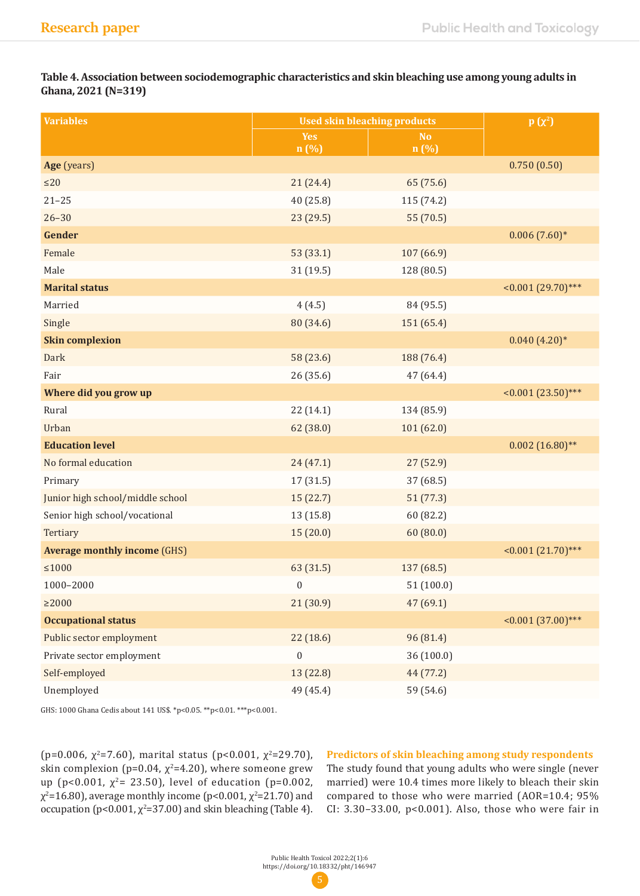**Table 4. Association between sociodemographic characteristics and skin bleaching use among young adults in Ghana, 2021 (N=319)**

| Variables | Used skin bleaching products | | p ($\chi^2$) |
|---|---|---|---|
| | Yes n (%) | No n (%) | |
| **Age** (years) | | | 0.750 (0.50) |
| ≤20 | 21 (24.4) | 65 (75.6) | |
| 21–25 | 40 (25.8) | 115 (74.2) | |
| 26–30 | 23 (29.5) | 55 (70.5) | |
| **Gender** | | | 0.006 (7.60)* |
| Female | 53 (33.1) | 107 (66.9) | |
| Male | 31 (19.5) | 128 (80.5) | |
| **Marital status** | | | <0.001 (29.70)*** |
| Married | 4 (4.5) | 84 (95.5) | |
| Single | 80 (34.6) | 151 (65.4) | |
| **Skin complexion** | | | 0.040 (4.20)* |
| Dark | 58 (23.6) | 188 (76.4) | |
| Fair | 26 (35.6) | 47 (64.4) | |
| **Where did you grow up** | | | <0.001 (23.50)*** |
| Rural | 22 (14.1) | 134 (85.9) | |
| Urban | 62 (38.0) | 101 (62.0) | |
| **Education level** | | | 0.002 (16.80)** |
| No formal education | 24 (47.1) | 27 (52.9) | |
| Primary | 17 (31.5) | 37 (68.5) | |
| Junior high school/middle school | 15 (22.7) | 51 (77.3) | |
| Senior high school/vocational | 13 (15.8) | 60 (82.2) | |
| Tertiary | 15 (20.0) | 60 (80.0) | |
| **Average monthly income** (GHS) | | | <0.001 (21.70)*** |
| ≤1000 | 63 (31.5) | 137 (68.5) | |
| 1000–2000 | 0 | 51 (100.0) | |
| ≥2000 | 21 (30.9) | 47 (69.1) | |
| **Occupational status** | | | <0.001 (37.00)*** |
| Public sector employment | 22 (18.6) | 96 (81.4) | |
| Private sector employment | 0 | 36 (100.0) | |
| Self-employed | 13 (22.8) | 44 (77.2) | |
| Unemployed | 49 (45.4) | 59 (54.6) | |

GHS: 1000 Ghana Cedis about 141 US$. *p<0.05. **p<0.01. ***p<0.001.

(p=0.006, $\chi^2$=7.60), marital status (p<0.001, $\chi^2$=29.70), skin complexion (p=0.04, $\chi^2$=4.20), where someone grew up (p<0.001, $\chi^2$= 23.50), level of education (p=0.002, $\chi^2$=16.80), average monthly income (p<0.001, $\chi^2$=21.70) and occupation (p<0.001, $\chi^2$=37.00) and skin bleaching (Table 4).

### Predictors of skin bleaching among study respondents

The study found that young adults who were single (never married) were 10.4 times more likely to bleach their skin compared to those who were married (AOR=10.4; 95% CI: 3.30–33.00, p<0.001). Also, those who were fair in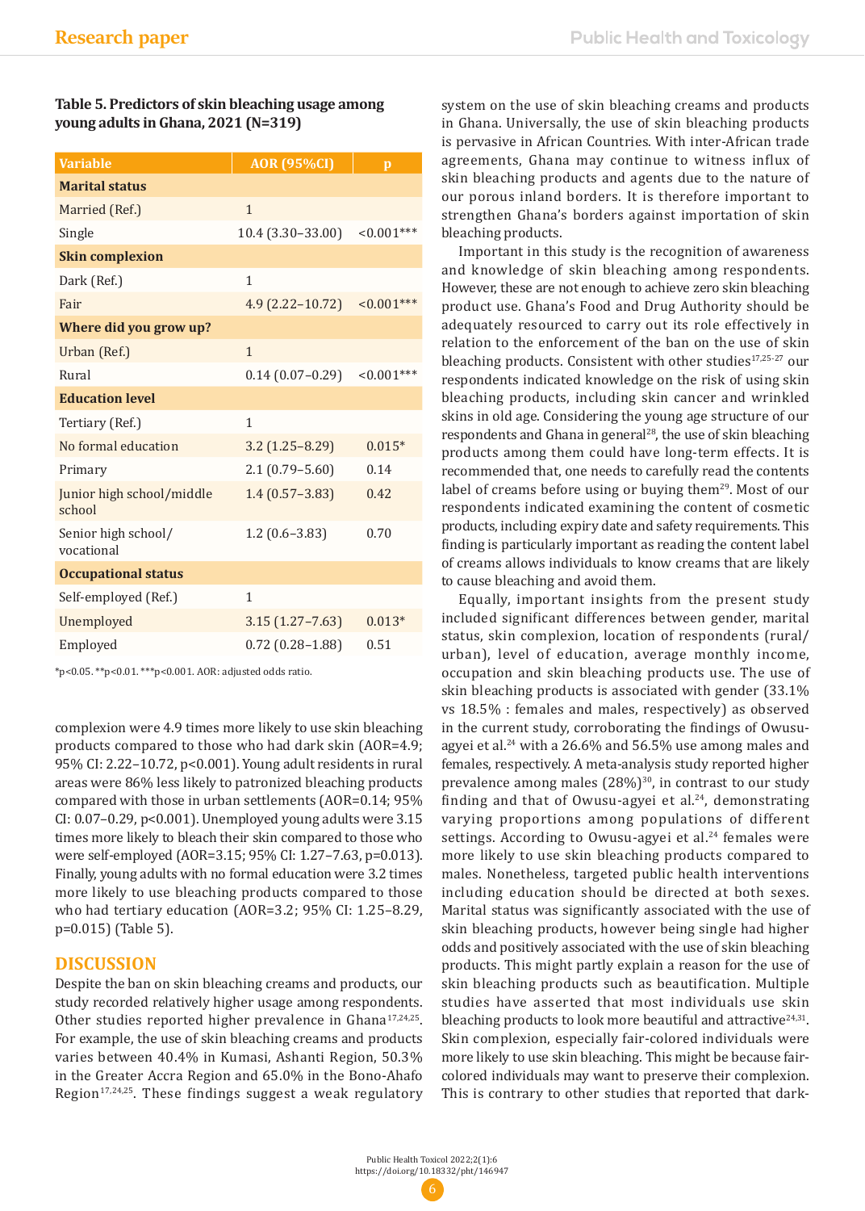**Table 5. Predictors of skin bleaching usage among young adults in Ghana, 2021 (N=319)**

| Variable | AOR (95%CI) | p |
|---|---|---|
| **Marital status** | | |
| Married (Ref.) | 1 | |
| Single | 10.4 (3.30–33.00) | <0.001*** |
| **Skin complexion** | | |
| Dark (Ref.) | 1 | |
| Fair | 4.9 (2.22–10.72) | <0.001*** |
| **Where did you grow up?** | | |
| Urban (Ref.) | 1 | |
| Rural | 0.14 (0.07–0.29) | <0.001*** |
| **Education level** | | |
| Tertiary (Ref.) | 1 | |
| No formal education | 3.2 (1.25–8.29) | 0.015* |
| Primary | 2.1 (0.79–5.60) | 0.14 |
| Junior high school/middle school | 1.4 (0.57–3.83) | 0.42 |
| Senior high school/ vocational | 1.2 (0.6–3.83) | 0.70 |
| **Occupational status** | | |
| Self-employed (Ref.) | 1 | |
| Unemployed | 3.15 (1.27–7.63) | 0.013* |
| Employed | 0.72 (0.28–1.88) | 0.51 |

*p<0.05. **p<0.01. ***p<0.001. AOR: adjusted odds ratio.

complexion were 4.9 times more likely to use skin bleaching products compared to those who had dark skin (AOR=4.9; 95% CI: 2.22–10.72, p<0.001). Young adult residents in rural areas were 86% less likely to patronized bleaching products compared with those in urban settlements (AOR=0.14; 95% CI: 0.07–0.29, p<0.001). Unemployed young adults were 3.15 times more likely to bleach their skin compared to those who were self-employed (AOR=3.15; 95% CI: 1.27–7.63, p=0.013). Finally, young adults with no formal education were 3.2 times more likely to use bleaching products compared to those who had tertiary education (AOR=3.2; 95% CI: 1.25–8.29, p=0.015) (Table 5).

## DISCUSSION

Despite the ban on skin bleaching creams and products, our study recorded relatively higher usage among respondents. Other studies reported higher prevalence in Ghana[17,24,25]. For example, the use of skin bleaching creams and products varies between 40.4% in Kumasi, Ashanti Region, 50.3% in the Greater Accra Region and 65.0% in the Bono-Ahafo Region[17,24,25]. These findings suggest a weak regulatory system on the use of skin bleaching creams and products in Ghana. Universally, the use of skin bleaching products is pervasive in African Countries. With inter-African trade agreements, Ghana may continue to witness influx of skin bleaching products and agents due to the nature of our porous inland borders. It is therefore important to strengthen Ghana's borders against importation of skin bleaching products.

Important in this study is the recognition of awareness and knowledge of skin bleaching among respondents. However, these are not enough to achieve zero skin bleaching product use. Ghana's Food and Drug Authority should be adequately resourced to carry out its role effectively in relation to the enforcement of the ban on the use of skin bleaching products. Consistent with other studies[17,25-27] our respondents indicated knowledge on the risk of using skin bleaching products, including skin cancer and wrinkled skins in old age. Considering the young age structure of our respondents and Ghana in general[28], the use of skin bleaching products among them could have long-term effects. It is recommended that, one needs to carefully read the contents label of creams before using or buying them[29]. Most of our respondents indicated examining the content of cosmetic products, including expiry date and safety requirements. This finding is particularly important as reading the content label of creams allows individuals to know creams that are likely to cause bleaching and avoid them.

Equally, important insights from the present study included significant differences between gender, marital status, skin complexion, location of respondents (rural/urban), level of education, average monthly income, occupation and skin bleaching products use. The use of skin bleaching products is associated with gender (33.1% vs 18.5% : females and males, respectively) as observed in the current study, corroborating the findings of Owusu-agyei et al.[24] with a 26.6% and 56.5% use among males and females, respectively. A meta-analysis study reported higher prevalence among males (28%)[30], in contrast to our study finding and that of Owusu-agyei et al.[24], demonstrating varying proportions among populations of different settings. According to Owusu-agyei et al.[24] females were more likely to use skin bleaching products compared to males. Nonetheless, targeted public health interventions including education should be directed at both sexes. Marital status was significantly associated with the use of skin bleaching products, however being single had higher odds and positively associated with the use of skin bleaching products. This might partly explain a reason for the use of skin bleaching products such as beautification. Multiple studies have asserted that most individuals use skin bleaching products to look more beautiful and attractive[24,31]. Skin complexion, especially fair-colored individuals were more likely to use skin bleaching. This might be because fair-colored individuals may want to preserve their complexion. This is contrary to other studies that reported that dark-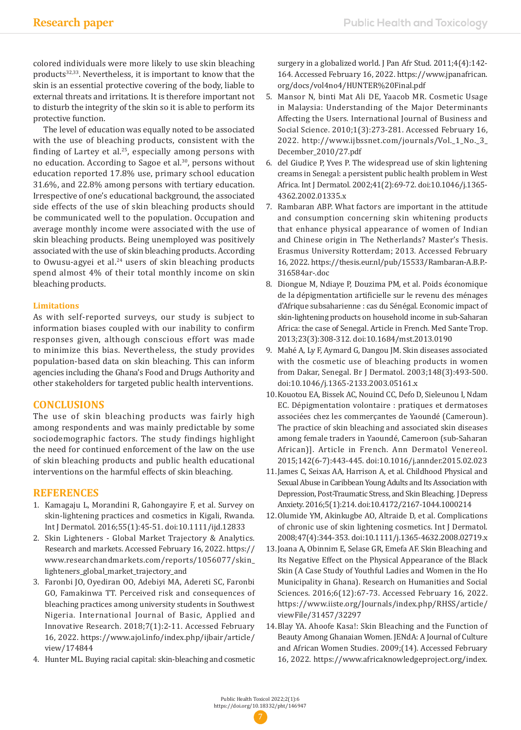colored individuals were more likely to use skin bleaching products[32,33]. Nevertheless, it is important to know that the skin is an essential protective covering of the body, liable to external threats and irritations. It is therefore important not to disturb the integrity of the skin so it is able to perform its protective function.

The level of education was equally noted to be associated with the use of bleaching products, consistent with the finding of Lartey et al.[25], especially among persons with no education. According to Sagoe et al.[30], persons without education reported 17.8% use, primary school education 31.6%, and 22.8% among persons with tertiary education. Irrespective of one's educational background, the associated side effects of the use of skin bleaching products should be communicated well to the population. Occupation and average monthly income were associated with the use of skin bleaching products. Being unemployed was positively associated with the use of skin bleaching products. According to Owusu-agyei et al.[24] users of skin bleaching products spend almost 4% of their total monthly income on skin bleaching products.

### Limitations

As with self-reported surveys, our study is subject to information biases coupled with our inability to confirm responses given, although conscious effort was made to minimize this bias. Nevertheless, the study provides population-based data on skin bleaching. This can inform agencies including the Ghana's Food and Drugs Authority and other stakeholders for targeted public health interventions.

## CONCLUSIONS

The use of skin bleaching products was fairly high among respondents and was mainly predictable by some sociodemographic factors. The study findings highlight the need for continued enforcement of the law on the use of skin bleaching products and public health educational interventions on the harmful effects of skin bleaching.

## REFERENCES

1. Kamagaju L, Morandini R, Gahongayire F, et al. Survey on skin-lightening practices and cosmetics in Kigali, Rwanda. Int J Dermatol. 2016;55(1):45-51. doi:10.1111/ijd.12833
2. Skin Lighteners - Global Market Trajectory & Analytics. Research and markets. Accessed February 16, 2022. https://www.researchandmarkets.com/reports/1056077/skin_lighteners_global_market_trajectory_and
3. Faronbi JO, Oyediran OO, Adebiyi MA, Adereti SC, Faronbi GO, Famakinwa TT. Perceived risk and consequences of bleaching practices among university students in Southwest Nigeria. International Journal of Basic, Applied and Innovative Research. 2018;7(1):2-11. Accessed February 16, 2022. https://www.ajol.info/index.php/ijbair/article/view/174844
4. Hunter ML. Buying racial capital: skin-bleaching and cosmetic surgery in a globalized world. J Pan Afr Stud. 2011;4(4):142-164. Accessed February 16, 2022. https://www.jpanafrican.org/docs/vol4no4/HUNTER%20Final.pdf
5. Mansor N, binti Mat Ali DE, Yaacob MR. Cosmetic Usage in Malaysia: Understanding of the Major Determinants Affecting the Users. International Journal of Business and Social Science. 2010;1(3):273-281. Accessed February 16, 2022. http://www.ijbssnet.com/journals/Vol._1_No._3_December_2010/27.pdf
6. del Giudice P, Yves P. The widespread use of skin lightening creams in Senegal: a persistent public health problem in West Africa. Int J Dermatol. 2002;41(2):69-72. doi:10.1046/j.1365-4362.2002.01335.x
7. Rambaran ABP. What factors are important in the attitude and consumption concerning skin whitening products that enhance physical appearance of women of Indian and Chinese origin in The Netherlands? Master's Thesis. Erasmus University Rotterdam; 2013. Accessed February 16, 2022. https://thesis.eur.nl/pub/15533/Rambaran-A.B.P.-316584ar-.doc
8. Diongue M, Ndiaye P, Douzima PM, et al. Poids économique de la dépigmentation artificielle sur le revenu des ménages d'Afrique subsaharienne : cas du Sénégal. Economic impact of skin-lightening products on household income in sub-Saharan Africa: the case of Senegal. Article in French. Med Sante Trop. 2013;23(3):308-312. doi:10.1684/mst.2013.0190
9. Mahé A, Ly F, Aymard G, Dangou JM. Skin diseases associated with the cosmetic use of bleaching products in women from Dakar, Senegal. Br J Dermatol. 2003;148(3):493-500. doi:10.1046/j.1365-2133.2003.05161.x
10. Kouotou EA, Bissek AC, Nouind CC, Defo D, Sieleunou I, Ndam EC. Dépigmentation volontaire : pratiques et dermatoses associées chez les commerçantes de Yaoundé (Cameroun). The practice of skin bleaching and associated skin diseases among female traders in Yaoundé, Cameroon (sub-Saharan African)]. Article in French. Ann Dermatol Venereol. 2015;142(6-7):443-445. doi:10.1016/j.annder.2015.02.023
11. James C, Seixas AA, Harrison A, et al. Childhood Physical and Sexual Abuse in Caribbean Young Adults and Its Association with Depression, Post-Traumatic Stress, and Skin Bleaching. J Depress Anxiety. 2016;5(1):214. doi:10.4172/2167-1044.1000214
12. Olumide YM, Akinkugbe AO, Altraide D, et al. Complications of chronic use of skin lightening cosmetics. Int J Dermatol. 2008;47(4):344-353. doi:10.1111/j.1365-4632.2008.02719.x
13. Joana A, Obinnim E, Selase GR, Emefa AF. Skin Bleaching and Its Negative Effect on the Physical Appearance of the Black Skin (A Case Study of Youthful Ladies and Women in the Ho Municipality in Ghana). Research on Humanities and Social Sciences. 2016;6(12):67-73. Accessed February 16, 2022. https://www.iiste.org/Journals/index.php/RHSS/article/viewFile/31457/32297
14. Blay YA. Ahoofe Kasa!: Skin Bleaching and the Function of Beauty Among Ghanaian Women. JENdA: A Journal of Culture and African Women Studies. 2009;(14). Accessed February 16, 2022. https://www.africaknowledgeproject.org/index.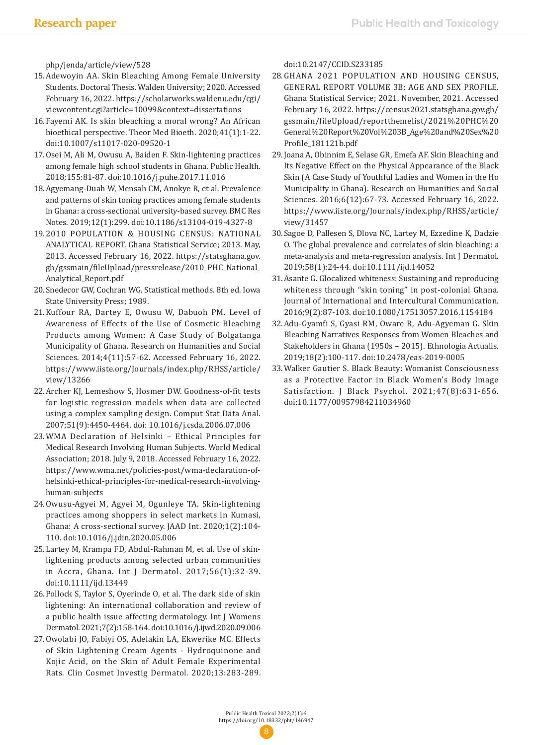php/jenda/article/view/528

15. Adewoyin AA. Skin Bleaching Among Female University Students. Doctoral Thesis. Walden University; 2020. Accessed February 16, 2022. https://scholarworks.waldenu.edu/cgi/viewcontent.cgi?article=10099&context=dissertations
16. Fayemi AK. Is skin bleaching a moral wrong? An African bioethical perspective. Theor Med Bioeth. 2020;41(1):1-22. doi:10.1007/s11017-020-09520-1
17. Osei M, Ali M, Owusu A, Baiden F. Skin-lightening practices among female high school students in Ghana. Public Health. 2018;155:81-87. doi:10.1016/j.puhe.2017.11.016
18. Agyemang-Duah W, Mensah CM, Anokye R, et al. Prevalence and patterns of skin toning practices among female students in Ghana: a cross-sectional university-based survey. BMC Res Notes. 2019;12(1):299. doi:10.1186/s13104-019-4327-8
19. 2010 POPULATION & HOUSING CENSUS: NATIONAL ANALYTICAL REPORT. Ghana Statistical Service; 2013. May, 2013. Accessed February 16, 2022. https://statsghana.gov.gh/gssmain/fileUpload/pressrelease/2010_PHC_National_Analytical_Report.pdf
20. Snedecor GW, Cochran WG. Statistical methods. 8th ed. Iowa State University Press; 1989.
21. Kuffour RA, Dartey E, Owusu W, Dabuoh PM. Level of Awareness of Effects of the Use of Cosmetic Bleaching Products among Women: A Case Study of Bolgatanga Municipality of Ghana. Research on Humanities and Social Sciences. 2014;4(11):57-62. Accessed February 16, 2022. https://www.iiste.org/Journals/index.php/RHSS/article/view/13266
22. Archer KJ, Lemeshow S, Hosmer DW. Goodness-of-fit tests for logistic regression models when data are collected using a complex sampling design. Comput Stat Data Anal. 2007;51(9):4450-4464. doi: 10.1016/j.csda.2006.07.006
23. WMA Declaration of Helsinki – Ethical Principles for Medical Research Involving Human Subjects. World Medical Association; 2018. July 9, 2018. Accessed February 16, 2022. https://www.wma.net/policies-post/wma-declaration-of-helsinki-ethical-principles-for-medical-research-involving-human-subjects
24. Owusu-Agyei M, Agyei M, Ogunleye TA. Skin-lightening practices among shoppers in select markets in Kumasi, Ghana: A cross-sectional survey. JAAD Int. 2020;1(2):104-110. doi:10.1016/j.jdin.2020.05.006
25. Lartey M, Krampa FD, Abdul-Rahman M, et al. Use of skin-lightening products among selected urban communities in Accra, Ghana. Int J Dermatol. 2017;56(1):32-39. doi:10.1111/ijd.13449
26. Pollock S, Taylor S, Oyerinde O, et al. The dark side of skin lightening: An international collaboration and review of a public health issue affecting dermatology. Int J Womens Dermatol. 2021;7(2):158-164. doi:10.1016/j.ijwd.2020.09.006
27. Owolabi JO, Fabiyi OS, Adelakin LA, Ekwerike MC. Effects of Skin Lightening Cream Agents - Hydroquinone and Kojic Acid, on the Skin of Adult Female Experimental Rats. Clin Cosmet Investig Dermatol. 2020;13:283-289. doi:10.2147/CCID.S233185
28. GHANA 2021 POPULATION AND HOUSING CENSUS, GENERAL REPORT VOLUME 3B: AGE AND SEX PROFILE. Ghana Statistical Service; 2021. November, 2021. Accessed February 16, 2022. https://census2021.statsghana.gov.gh/gssmain/fileUpload/reportthemelist/2021%20PHC%20General%20Report%20Vol%203B_Age%20and%20Sex%20Profile_181121b.pdf
29. Joana A, Obinnim E, Selase GR, Emefa AF. Skin Bleaching and Its Negative Effect on the Physical Appearance of the Black Skin (A Case Study of Youthful Ladies and Women in the Ho Municipality in Ghana). Research on Humanities and Social Sciences. 2016;6(12):67-73. Accessed February 16, 2022. https://www.iiste.org/Journals/index.php/RHSS/article/view/31457
30. Sagoe D, Pallesen S, Dlova NC, Lartey M, Ezzedine K, Dadzie O. The global prevalence and correlates of skin bleaching: a meta-analysis and meta-regression analysis. Int J Dermatol. 2019;58(1):24-44. doi:10.1111/ijd.14052
31. Asante G. Glocalized whiteness: Sustaining and reproducing whiteness through "skin toning" in post-colonial Ghana. Journal of International and Intercultural Communication. 2016;9(2):87-103. doi:10.1080/17513057.2016.1154184
32. Adu-Gyamfi S, Gyasi RM, Oware R, Adu-Agyeman G. Skin Bleaching Narratives Responses from Women Bleaches and Stakeholders in Ghana (1950s – 2015). Ethnologia Actualis. 2019;18(2):100-117. doi:10.2478/eas-2019-0005
33. Walker Gautier S. Black Beauty: Womanist Consciousness as a Protective Factor in Black Women's Body Image Satisfaction. J Black Psychol. 2021;47(8):631-656. doi:10.1177/00957984211034960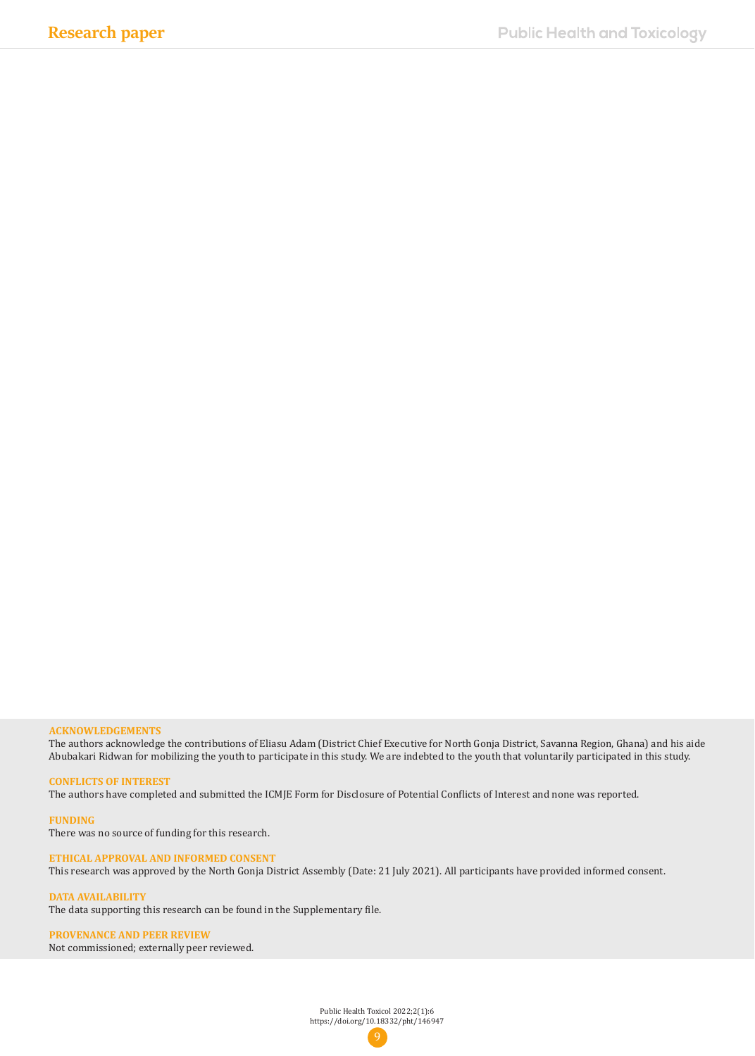## ACKNOWLEDGEMENTS

The authors acknowledge the contributions of Eliasu Adam (District Chief Executive for North Gonja District, Savanna Region, Ghana) and his aide Abubakari Ridwan for mobilizing the youth to participate in this study. We are indebted to the youth that voluntarily participated in this study.

## CONFLICTS OF INTEREST

The authors have completed and submitted the ICMJE Form for Disclosure of Potential Conflicts of Interest and none was reported.

## FUNDING

There was no source of funding for this research.

## ETHICAL APPROVAL AND INFORMED CONSENT

This research was approved by the North Gonja District Assembly (Date: 21 July 2021). All participants have provided informed consent.

## DATA AVAILABILITY

The data supporting this research can be found in the Supplementary file.

## PROVENANCE AND PEER REVIEW

Not commissioned; externally peer reviewed.